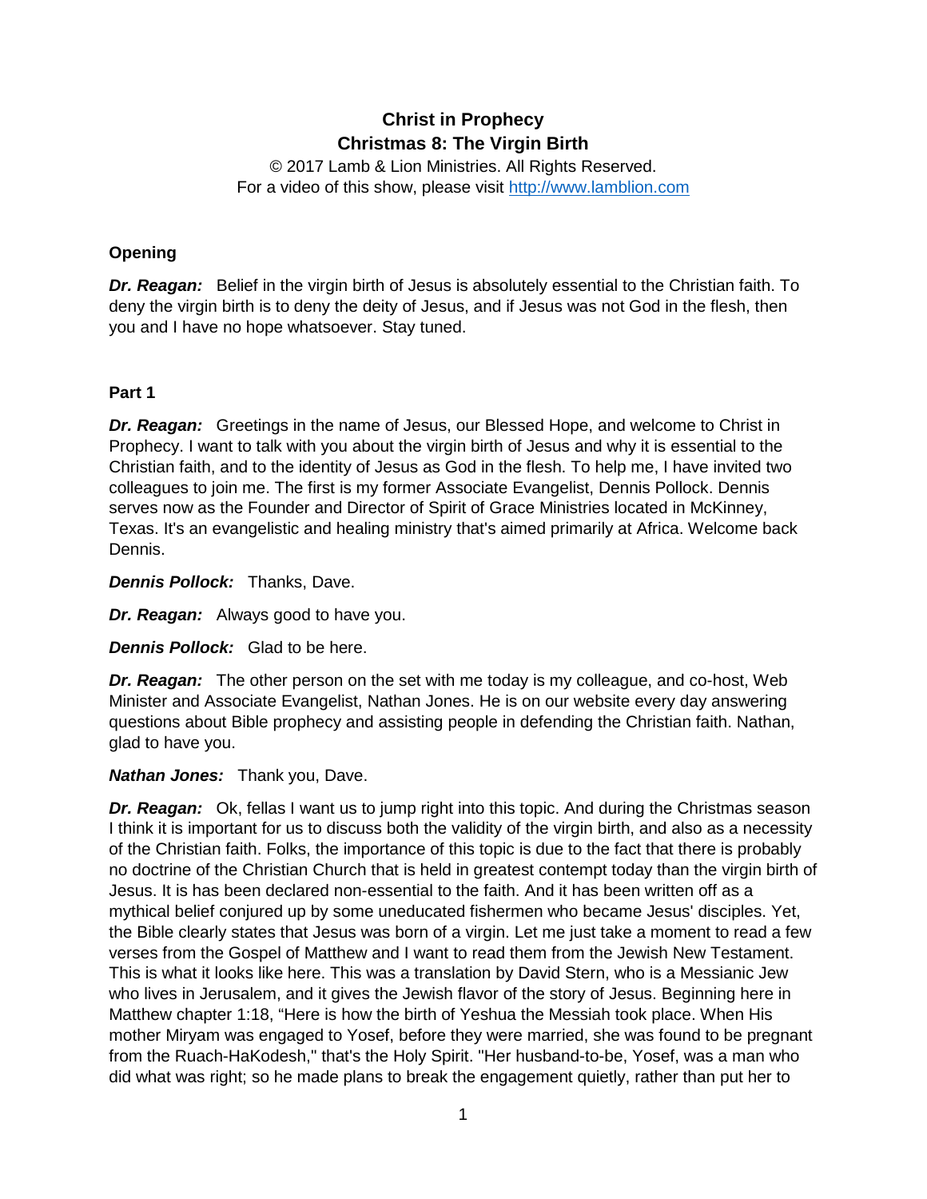# Christ in Prophecy
## Christmas 8: The Virgin Birth

© 2017 Lamb & Lion Ministries. All Rights Reserved.
For a video of this show, please visit http://www.lamblion.com

### Opening

***Dr. Reagan:*** Belief in the virgin birth of Jesus is absolutely essential to the Christian faith. To deny the virgin birth is to deny the deity of Jesus, and if Jesus was not God in the flesh, then you and I have no hope whatsoever. Stay tuned.

### Part 1

***Dr. Reagan:*** Greetings in the name of Jesus, our Blessed Hope, and welcome to Christ in Prophecy. I want to talk with you about the virgin birth of Jesus and why it is essential to the Christian faith, and to the identity of Jesus as God in the flesh. To help me, I have invited two colleagues to join me. The first is my former Associate Evangelist, Dennis Pollock. Dennis serves now as the Founder and Director of Spirit of Grace Ministries located in McKinney, Texas. It's an evangelistic and healing ministry that's aimed primarily at Africa. Welcome back Dennis.

***Dennis Pollock:*** Thanks, Dave.

***Dr. Reagan:*** Always good to have you.

***Dennis Pollock:*** Glad to be here.

***Dr. Reagan:*** The other person on the set with me today is my colleague, and co-host, Web Minister and Associate Evangelist, Nathan Jones. He is on our website every day answering questions about Bible prophecy and assisting people in defending the Christian faith. Nathan, glad to have you.

***Nathan Jones:*** Thank you, Dave.

***Dr. Reagan:*** Ok, fellas I want us to jump right into this topic. And during the Christmas season I think it is important for us to discuss both the validity of the virgin birth, and also as a necessity of the Christian faith. Folks, the importance of this topic is due to the fact that there is probably no doctrine of the Christian Church that is held in greatest contempt today than the virgin birth of Jesus. It is has been declared non-essential to the faith. And it has been written off as a mythical belief conjured up by some uneducated fishermen who became Jesus' disciples. Yet, the Bible clearly states that Jesus was born of a virgin. Let me just take a moment to read a few verses from the Gospel of Matthew and I want to read them from the Jewish New Testament. This is what it looks like here. This was a translation by David Stern, who is a Messianic Jew who lives in Jerusalem, and it gives the Jewish flavor of the story of Jesus. Beginning here in Matthew chapter 1:18, "Here is how the birth of Yeshua the Messiah took place. When His mother Miryam was engaged to Yosef, before they were married, she was found to be pregnant from the Ruach-HaKodesh," that's the Holy Spirit. "Her husband-to-be, Yosef, was a man who did what was right; so he made plans to break the engagement quietly, rather than put her to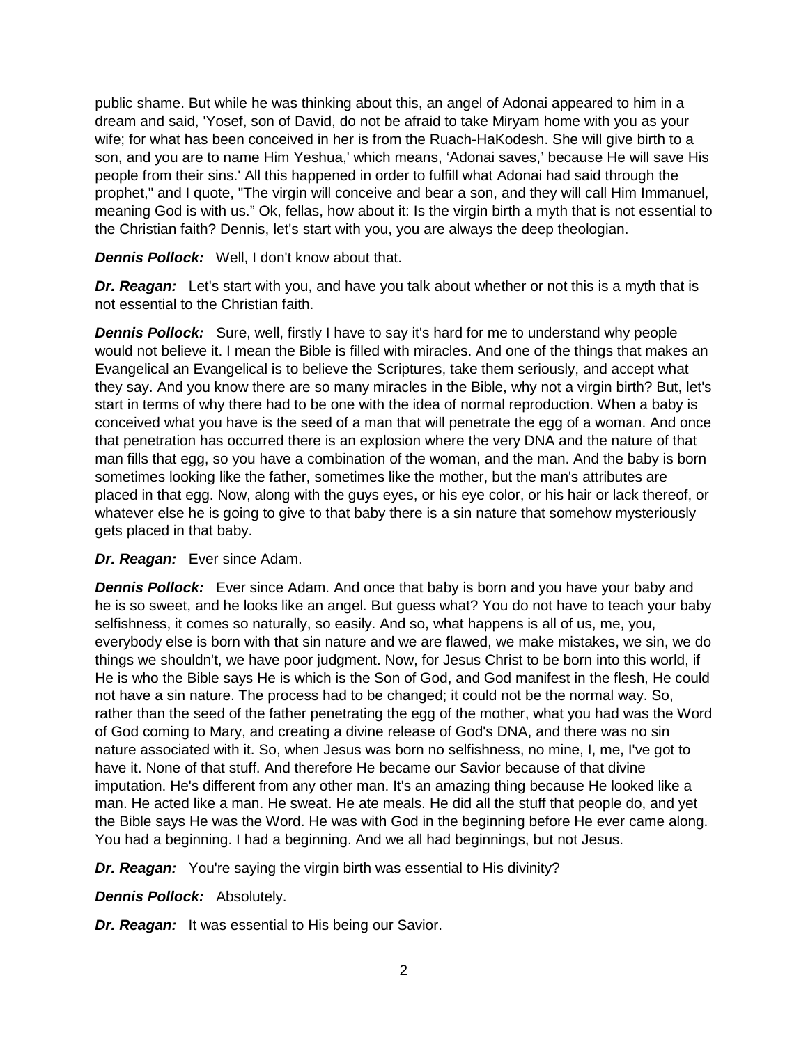public shame. But while he was thinking about this, an angel of Adonai appeared to him in a dream and said, 'Yosef, son of David, do not be afraid to take Miryam home with you as your wife; for what has been conceived in her is from the Ruach-HaKodesh. She will give birth to a son, and you are to name Him Yeshua,' which means, 'Adonai saves,' because He will save His people from their sins.' All this happened in order to fulfill what Adonai had said through the prophet," and I quote, "The virgin will conceive and bear a son, and they will call Him Immanuel, meaning God is with us." Ok, fellas, how about it: Is the virgin birth a myth that is not essential to the Christian faith? Dennis, let's start with you, you are always the deep theologian.

***Dennis Pollock:*** Well, I don't know about that.

***Dr. Reagan:*** Let's start with you, and have you talk about whether or not this is a myth that is not essential to the Christian faith.

***Dennis Pollock:*** Sure, well, firstly I have to say it's hard for me to understand why people would not believe it. I mean the Bible is filled with miracles. And one of the things that makes an Evangelical an Evangelical is to believe the Scriptures, take them seriously, and accept what they say. And you know there are so many miracles in the Bible, why not a virgin birth? But, let's start in terms of why there had to be one with the idea of normal reproduction. When a baby is conceived what you have is the seed of a man that will penetrate the egg of a woman. And once that penetration has occurred there is an explosion where the very DNA and the nature of that man fills that egg, so you have a combination of the woman, and the man. And the baby is born sometimes looking like the father, sometimes like the mother, but the man's attributes are placed in that egg. Now, along with the guys eyes, or his eye color, or his hair or lack thereof, or whatever else he is going to give to that baby there is a sin nature that somehow mysteriously gets placed in that baby.

***Dr. Reagan:*** Ever since Adam.

***Dennis Pollock:*** Ever since Adam. And once that baby is born and you have your baby and he is so sweet, and he looks like an angel. But guess what? You do not have to teach your baby selfishness, it comes so naturally, so easily. And so, what happens is all of us, me, you, everybody else is born with that sin nature and we are flawed, we make mistakes, we sin, we do things we shouldn't, we have poor judgment. Now, for Jesus Christ to be born into this world, if He is who the Bible says He is which is the Son of God, and God manifest in the flesh, He could not have a sin nature. The process had to be changed; it could not be the normal way. So, rather than the seed of the father penetrating the egg of the mother, what you had was the Word of God coming to Mary, and creating a divine release of God's DNA, and there was no sin nature associated with it. So, when Jesus was born no selfishness, no mine, I, me, I've got to have it. None of that stuff. And therefore He became our Savior because of that divine imputation. He's different from any other man. It's an amazing thing because He looked like a man. He acted like a man. He sweat. He ate meals. He did all the stuff that people do, and yet the Bible says He was the Word. He was with God in the beginning before He ever came along. You had a beginning. I had a beginning. And we all had beginnings, but not Jesus.

***Dr. Reagan:*** You're saying the virgin birth was essential to His divinity?

***Dennis Pollock:*** Absolutely.

***Dr. Reagan:*** It was essential to His being our Savior.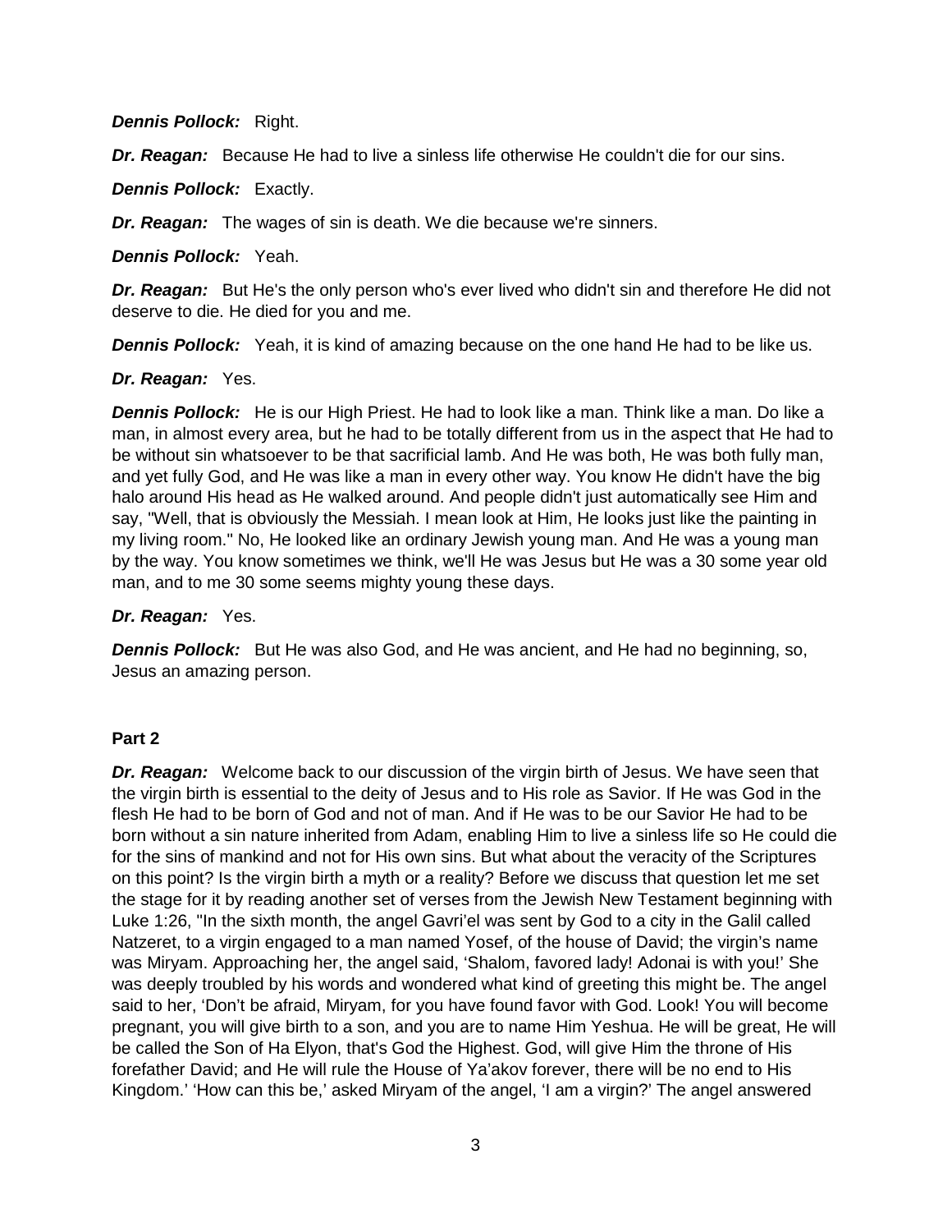***Dennis Pollock:*** Right.

***Dr. Reagan:*** Because He had to live a sinless life otherwise He couldn't die for our sins.

***Dennis Pollock:*** Exactly.

***Dr. Reagan:*** The wages of sin is death. We die because we're sinners.

***Dennis Pollock:*** Yeah.

***Dr. Reagan:*** But He's the only person who's ever lived who didn't sin and therefore He did not deserve to die. He died for you and me.

***Dennis Pollock:*** Yeah, it is kind of amazing because on the one hand He had to be like us.

***Dr. Reagan:*** Yes.

***Dennis Pollock:*** He is our High Priest. He had to look like a man. Think like a man. Do like a man, in almost every area, but he had to be totally different from us in the aspect that He had to be without sin whatsoever to be that sacrificial lamb. And He was both, He was both fully man, and yet fully God, and He was like a man in every other way. You know He didn't have the big halo around His head as He walked around. And people didn't just automatically see Him and say, "Well, that is obviously the Messiah. I mean look at Him, He looks just like the painting in my living room." No, He looked like an ordinary Jewish young man. And He was a young man by the way. You know sometimes we think, we'll He was Jesus but He was a 30 some year old man, and to me 30 some seems mighty young these days.

***Dr. Reagan:*** Yes.

***Dennis Pollock:*** But He was also God, and He was ancient, and He had no beginning, so, Jesus an amazing person.

**Part 2**

***Dr. Reagan:*** Welcome back to our discussion of the virgin birth of Jesus. We have seen that the virgin birth is essential to the deity of Jesus and to His role as Savior. If He was God in the flesh He had to be born of God and not of man. And if He was to be our Savior He had to be born without a sin nature inherited from Adam, enabling Him to live a sinless life so He could die for the sins of mankind and not for His own sins. But what about the veracity of the Scriptures on this point? Is the virgin birth a myth or a reality? Before we discuss that question let me set the stage for it by reading another set of verses from the Jewish New Testament beginning with Luke 1:26, "In the sixth month, the angel Gavri'el was sent by God to a city in the Galil called Natzeret, to a virgin engaged to a man named Yosef, of the house of David; the virgin's name was Miryam. Approaching her, the angel said, 'Shalom, favored lady! Adonai is with you!' She was deeply troubled by his words and wondered what kind of greeting this might be. The angel said to her, 'Don't be afraid, Miryam, for you have found favor with God. Look! You will become pregnant, you will give birth to a son, and you are to name Him Yeshua. He will be great, He will be called the Son of Ha Elyon, that's God the Highest. God, will give Him the throne of His forefather David; and He will rule the House of Ya'akov forever, there will be no end to His Kingdom.' 'How can this be,' asked Miryam of the angel, 'I am a virgin?' The angel answered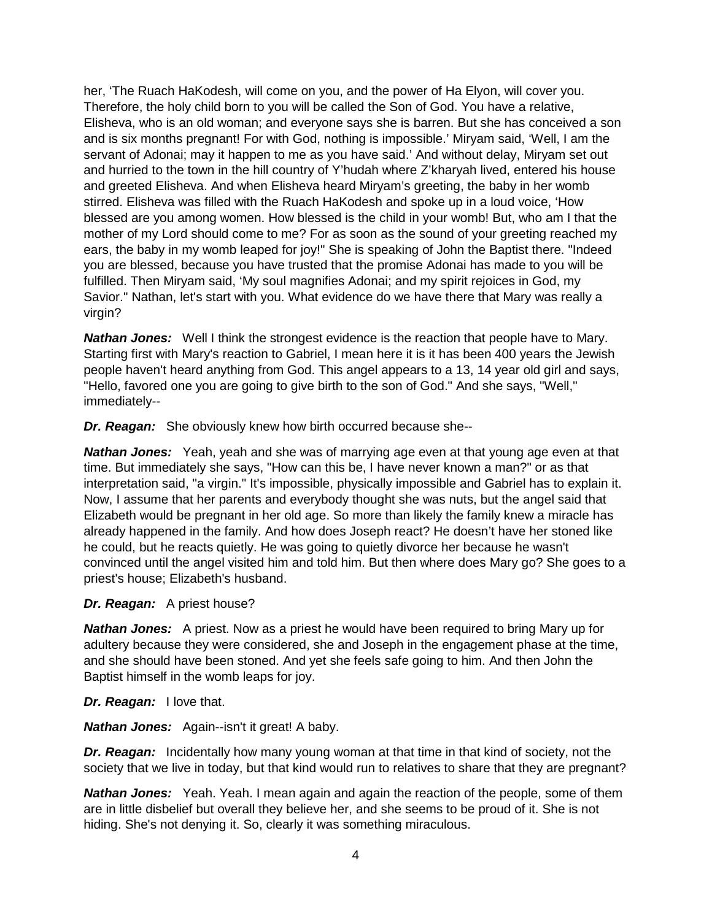her, 'The Ruach HaKodesh, will come on you, and the power of Ha Elyon, will cover you. Therefore, the holy child born to you will be called the Son of God. You have a relative, Elisheva, who is an old woman; and everyone says she is barren. But she has conceived a son and is six months pregnant! For with God, nothing is impossible.' Miryam said, 'Well, I am the servant of Adonai; may it happen to me as you have said.' And without delay, Miryam set out and hurried to the town in the hill country of Y'hudah where Z'kharyah lived, entered his house and greeted Elisheva. And when Elisheva heard Miryam's greeting, the baby in her womb stirred. Elisheva was filled with the Ruach HaKodesh and spoke up in a loud voice, 'How blessed are you among women. How blessed is the child in your womb! But, who am I that the mother of my Lord should come to me? For as soon as the sound of your greeting reached my ears, the baby in my womb leaped for joy!" She is speaking of John the Baptist there. "Indeed you are blessed, because you have trusted that the promise Adonai has made to you will be fulfilled. Then Miryam said, 'My soul magnifies Adonai; and my spirit rejoices in God, my Savior." Nathan, let's start with you. What evidence do we have there that Mary was really a virgin?

***Nathan Jones:*** Well I think the strongest evidence is the reaction that people have to Mary. Starting first with Mary's reaction to Gabriel, I mean here it is it has been 400 years the Jewish people haven't heard anything from God. This angel appears to a 13, 14 year old girl and says, "Hello, favored one you are going to give birth to the son of God." And she says, "Well," immediately--

***Dr. Reagan:*** She obviously knew how birth occurred because she--

***Nathan Jones:*** Yeah, yeah and she was of marrying age even at that young age even at that time. But immediately she says, "How can this be, I have never known a man?" or as that interpretation said, "a virgin." It's impossible, physically impossible and Gabriel has to explain it. Now, I assume that her parents and everybody thought she was nuts, but the angel said that Elizabeth would be pregnant in her old age. So more than likely the family knew a miracle has already happened in the family. And how does Joseph react? He doesn't have her stoned like he could, but he reacts quietly. He was going to quietly divorce her because he wasn't convinced until the angel visited him and told him. But then where does Mary go? She goes to a priest's house; Elizabeth's husband.

***Dr. Reagan:*** A priest house?

***Nathan Jones:*** A priest. Now as a priest he would have been required to bring Mary up for adultery because they were considered, she and Joseph in the engagement phase at the time, and she should have been stoned. And yet she feels safe going to him. And then John the Baptist himself in the womb leaps for joy.

***Dr. Reagan:*** I love that.

***Nathan Jones:*** Again--isn't it great! A baby.

***Dr. Reagan:*** Incidentally how many young woman at that time in that kind of society, not the society that we live in today, but that kind would run to relatives to share that they are pregnant?

***Nathan Jones:*** Yeah. Yeah. I mean again and again the reaction of the people, some of them are in little disbelief but overall they believe her, and she seems to be proud of it. She is not hiding. She's not denying it. So, clearly it was something miraculous.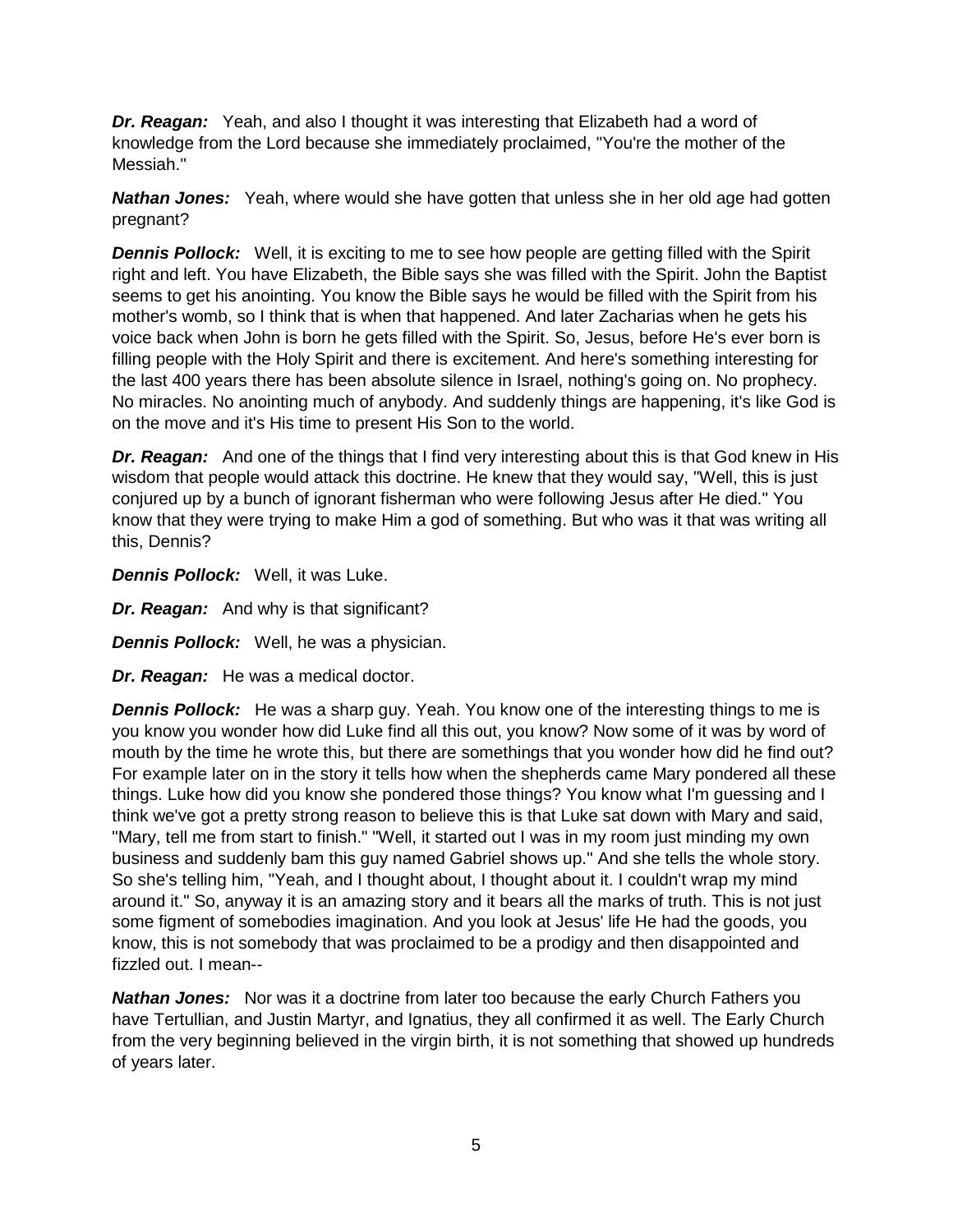***Dr. Reagan:*** Yeah, and also I thought it was interesting that Elizabeth had a word of knowledge from the Lord because she immediately proclaimed, "You're the mother of the Messiah."

***Nathan Jones:*** Yeah, where would she have gotten that unless she in her old age had gotten pregnant?

***Dennis Pollock:*** Well, it is exciting to me to see how people are getting filled with the Spirit right and left. You have Elizabeth, the Bible says she was filled with the Spirit. John the Baptist seems to get his anointing. You know the Bible says he would be filled with the Spirit from his mother's womb, so I think that is when that happened. And later Zacharias when he gets his voice back when John is born he gets filled with the Spirit. So, Jesus, before He's ever born is filling people with the Holy Spirit and there is excitement. And here's something interesting for the last 400 years there has been absolute silence in Israel, nothing's going on. No prophecy. No miracles. No anointing much of anybody. And suddenly things are happening, it's like God is on the move and it's His time to present His Son to the world.

***Dr. Reagan:*** And one of the things that I find very interesting about this is that God knew in His wisdom that people would attack this doctrine. He knew that they would say, "Well, this is just conjured up by a bunch of ignorant fisherman who were following Jesus after He died." You know that they were trying to make Him a god of something. But who was it that was writing all this, Dennis?

***Dennis Pollock:*** Well, it was Luke.

***Dr. Reagan:*** And why is that significant?

***Dennis Pollock:*** Well, he was a physician.

***Dr. Reagan:*** He was a medical doctor.

***Dennis Pollock:*** He was a sharp guy. Yeah. You know one of the interesting things to me is you know you wonder how did Luke find all this out, you know? Now some of it was by word of mouth by the time he wrote this, but there are somethings that you wonder how did he find out? For example later on in the story it tells how when the shepherds came Mary pondered all these things. Luke how did you know she pondered those things? You know what I'm guessing and I think we've got a pretty strong reason to believe this is that Luke sat down with Mary and said, "Mary, tell me from start to finish." "Well, it started out I was in my room just minding my own business and suddenly bam this guy named Gabriel shows up." And she tells the whole story. So she's telling him, "Yeah, and I thought about, I thought about it. I couldn't wrap my mind around it." So, anyway it is an amazing story and it bears all the marks of truth. This is not just some figment of somebodies imagination. And you look at Jesus' life He had the goods, you know, this is not somebody that was proclaimed to be a prodigy and then disappointed and fizzled out. I mean--

***Nathan Jones:*** Nor was it a doctrine from later too because the early Church Fathers you have Tertullian, and Justin Martyr, and Ignatius, they all confirmed it as well. The Early Church from the very beginning believed in the virgin birth, it is not something that showed up hundreds of years later.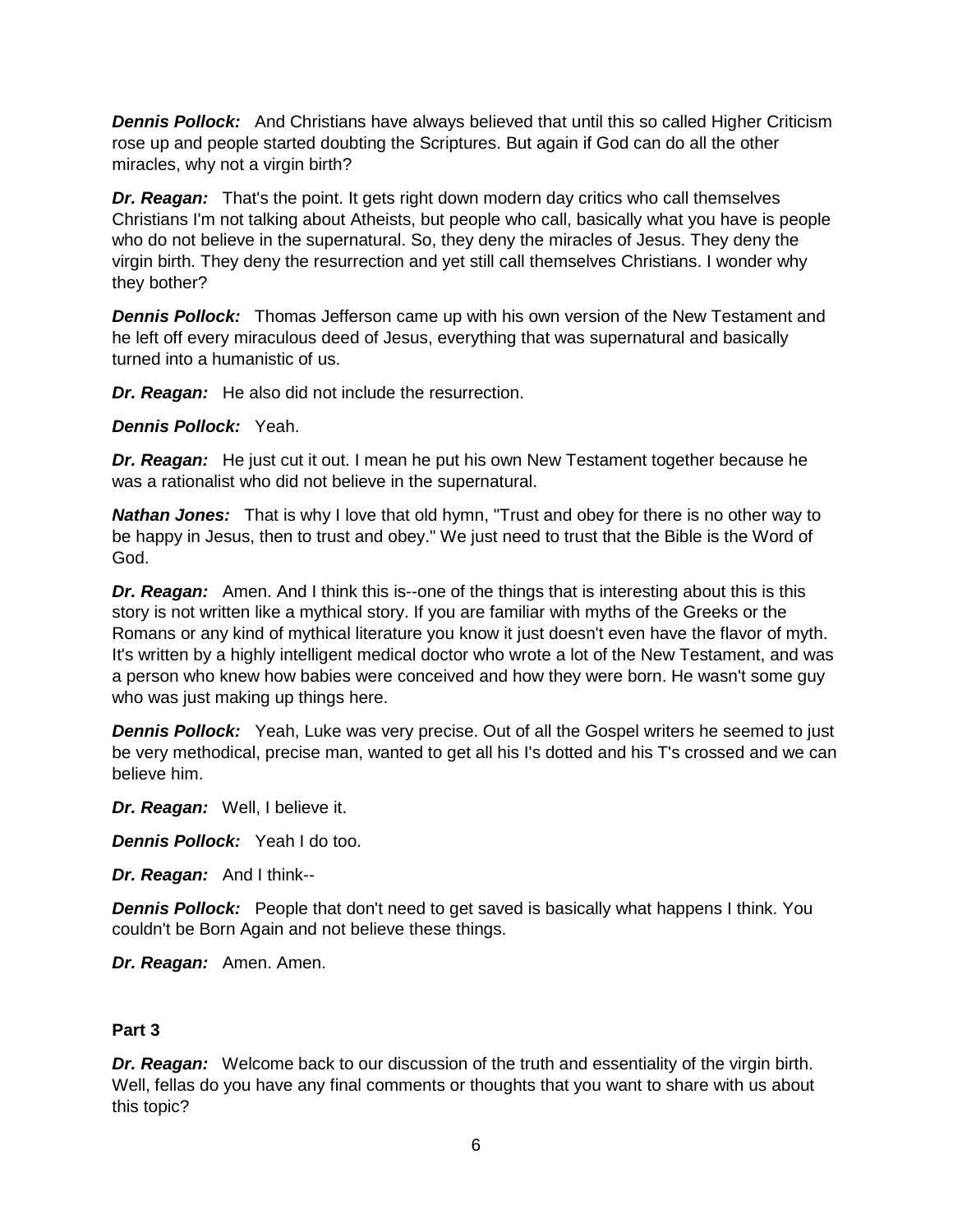***Dennis Pollock:*** And Christians have always believed that until this so called Higher Criticism rose up and people started doubting the Scriptures. But again if God can do all the other miracles, why not a virgin birth?

***Dr. Reagan:*** That's the point. It gets right down modern day critics who call themselves Christians I'm not talking about Atheists, but people who call, basically what you have is people who do not believe in the supernatural. So, they deny the miracles of Jesus. They deny the virgin birth. They deny the resurrection and yet still call themselves Christians. I wonder why they bother?

***Dennis Pollock:*** Thomas Jefferson came up with his own version of the New Testament and he left off every miraculous deed of Jesus, everything that was supernatural and basically turned into a humanistic of us.

***Dr. Reagan:*** He also did not include the resurrection.

***Dennis Pollock:*** Yeah.

***Dr. Reagan:*** He just cut it out. I mean he put his own New Testament together because he was a rationalist who did not believe in the supernatural.

***Nathan Jones:*** That is why I love that old hymn, "Trust and obey for there is no other way to be happy in Jesus, then to trust and obey." We just need to trust that the Bible is the Word of God.

***Dr. Reagan:*** Amen. And I think this is--one of the things that is interesting about this is this story is not written like a mythical story. If you are familiar with myths of the Greeks or the Romans or any kind of mythical literature you know it just doesn't even have the flavor of myth. It's written by a highly intelligent medical doctor who wrote a lot of the New Testament, and was a person who knew how babies were conceived and how they were born. He wasn't some guy who was just making up things here.

***Dennis Pollock:*** Yeah, Luke was very precise. Out of all the Gospel writers he seemed to just be very methodical, precise man, wanted to get all his I's dotted and his T's crossed and we can believe him.

***Dr. Reagan:*** Well, I believe it.

***Dennis Pollock:*** Yeah I do too.

***Dr. Reagan:*** And I think--

***Dennis Pollock:*** People that don't need to get saved is basically what happens I think. You couldn't be Born Again and not believe these things.

***Dr. Reagan:*** Amen. Amen.

**Part 3**

***Dr. Reagan:*** Welcome back to our discussion of the truth and essentiality of the virgin birth. Well, fellas do you have any final comments or thoughts that you want to share with us about this topic?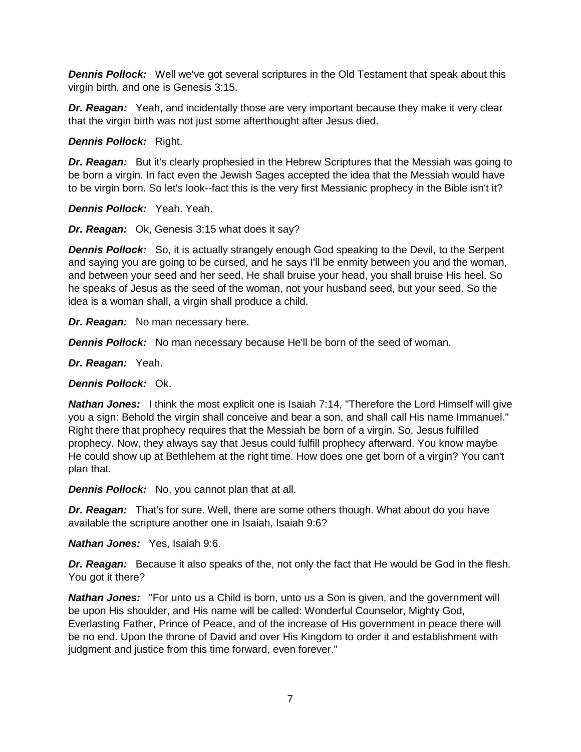***Dennis Pollock:*** Well we've got several scriptures in the Old Testament that speak about this virgin birth, and one is Genesis 3:15.

***Dr. Reagan:*** Yeah, and incidentally those are very important because they make it very clear that the virgin birth was not just some afterthought after Jesus died.

***Dennis Pollock:*** Right.

***Dr. Reagan:*** But it's clearly prophesied in the Hebrew Scriptures that the Messiah was going to be born a virgin. In fact even the Jewish Sages accepted the idea that the Messiah would have to be virgin born. So let's look--fact this is the very first Messianic prophecy in the Bible isn't it?

***Dennis Pollock:*** Yeah. Yeah.

***Dr. Reagan:*** Ok, Genesis 3:15 what does it say?

***Dennis Pollock:*** So, it is actually strangely enough God speaking to the Devil, to the Serpent and saying you are going to be cursed, and he says I'll be enmity between you and the woman, and between your seed and her seed, He shall bruise your head, you shall bruise His heel. So he speaks of Jesus as the seed of the woman, not your husband seed, but your seed. So the idea is a woman shall, a virgin shall produce a child.

***Dr. Reagan:*** No man necessary here.

***Dennis Pollock:*** No man necessary because He'll be born of the seed of woman.

***Dr. Reagan:*** Yeah.

***Dennis Pollock:*** Ok.

***Nathan Jones:*** I think the most explicit one is Isaiah 7:14, "Therefore the Lord Himself will give you a sign: Behold the virgin shall conceive and bear a son, and shall call His name Immanuel." Right there that prophecy requires that the Messiah be born of a virgin. So, Jesus fulfilled prophecy. Now, they always say that Jesus could fulfill prophecy afterward. You know maybe He could show up at Bethlehem at the right time. How does one get born of a virgin? You can't plan that.

***Dennis Pollock:*** No, you cannot plan that at all.

***Dr. Reagan:*** That's for sure. Well, there are some others though. What about do you have available the scripture another one in Isaiah, Isaiah 9:6?

***Nathan Jones:*** Yes, Isaiah 9:6.

***Dr. Reagan:*** Because it also speaks of the, not only the fact that He would be God in the flesh. You got it there?

***Nathan Jones:*** "For unto us a Child is born, unto us a Son is given, and the government will be upon His shoulder, and His name will be called: Wonderful Counselor, Mighty God, Everlasting Father, Prince of Peace, and of the increase of His government in peace there will be no end. Upon the throne of David and over His Kingdom to order it and establishment with judgment and justice from this time forward, even forever."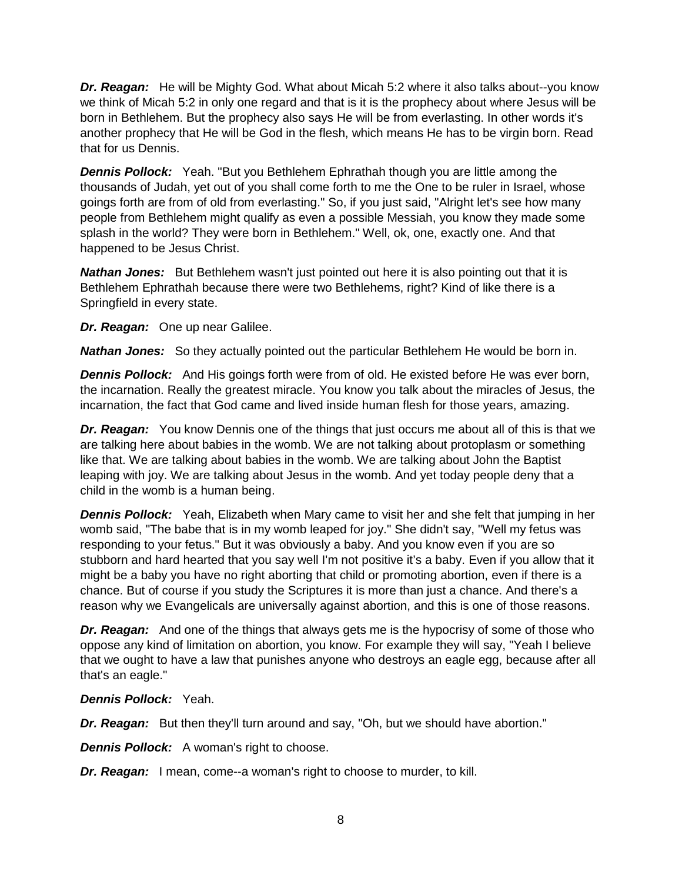***Dr. Reagan:*** He will be Mighty God. What about Micah 5:2 where it also talks about--you know we think of Micah 5:2 in only one regard and that is it is the prophecy about where Jesus will be born in Bethlehem. But the prophecy also says He will be from everlasting. In other words it's another prophecy that He will be God in the flesh, which means He has to be virgin born. Read that for us Dennis.

***Dennis Pollock:*** Yeah. "But you Bethlehem Ephrathah though you are little among the thousands of Judah, yet out of you shall come forth to me the One to be ruler in Israel, whose goings forth are from of old from everlasting." So, if you just said, "Alright let's see how many people from Bethlehem might qualify as even a possible Messiah, you know they made some splash in the world? They were born in Bethlehem." Well, ok, one, exactly one. And that happened to be Jesus Christ.

***Nathan Jones:*** But Bethlehem wasn't just pointed out here it is also pointing out that it is Bethlehem Ephrathah because there were two Bethlehems, right? Kind of like there is a Springfield in every state.

***Dr. Reagan:*** One up near Galilee.

***Nathan Jones:*** So they actually pointed out the particular Bethlehem He would be born in.

***Dennis Pollock:*** And His goings forth were from of old. He existed before He was ever born, the incarnation. Really the greatest miracle. You know you talk about the miracles of Jesus, the incarnation, the fact that God came and lived inside human flesh for those years, amazing.

***Dr. Reagan:*** You know Dennis one of the things that just occurs me about all of this is that we are talking here about babies in the womb. We are not talking about protoplasm or something like that. We are talking about babies in the womb. We are talking about John the Baptist leaping with joy. We are talking about Jesus in the womb. And yet today people deny that a child in the womb is a human being.

***Dennis Pollock:*** Yeah, Elizabeth when Mary came to visit her and she felt that jumping in her womb said, "The babe that is in my womb leaped for joy." She didn't say, "Well my fetus was responding to your fetus." But it was obviously a baby. And you know even if you are so stubborn and hard hearted that you say well I'm not positive it's a baby. Even if you allow that it might be a baby you have no right aborting that child or promoting abortion, even if there is a chance. But of course if you study the Scriptures it is more than just a chance. And there's a reason why we Evangelicals are universally against abortion, and this is one of those reasons.

***Dr. Reagan:*** And one of the things that always gets me is the hypocrisy of some of those who oppose any kind of limitation on abortion, you know. For example they will say, "Yeah I believe that we ought to have a law that punishes anyone who destroys an eagle egg, because after all that's an eagle."

***Dennis Pollock:*** Yeah.

***Dr. Reagan:*** But then they'll turn around and say, "Oh, but we should have abortion."

***Dennis Pollock:*** A woman's right to choose.

***Dr. Reagan:*** I mean, come--a woman's right to choose to murder, to kill.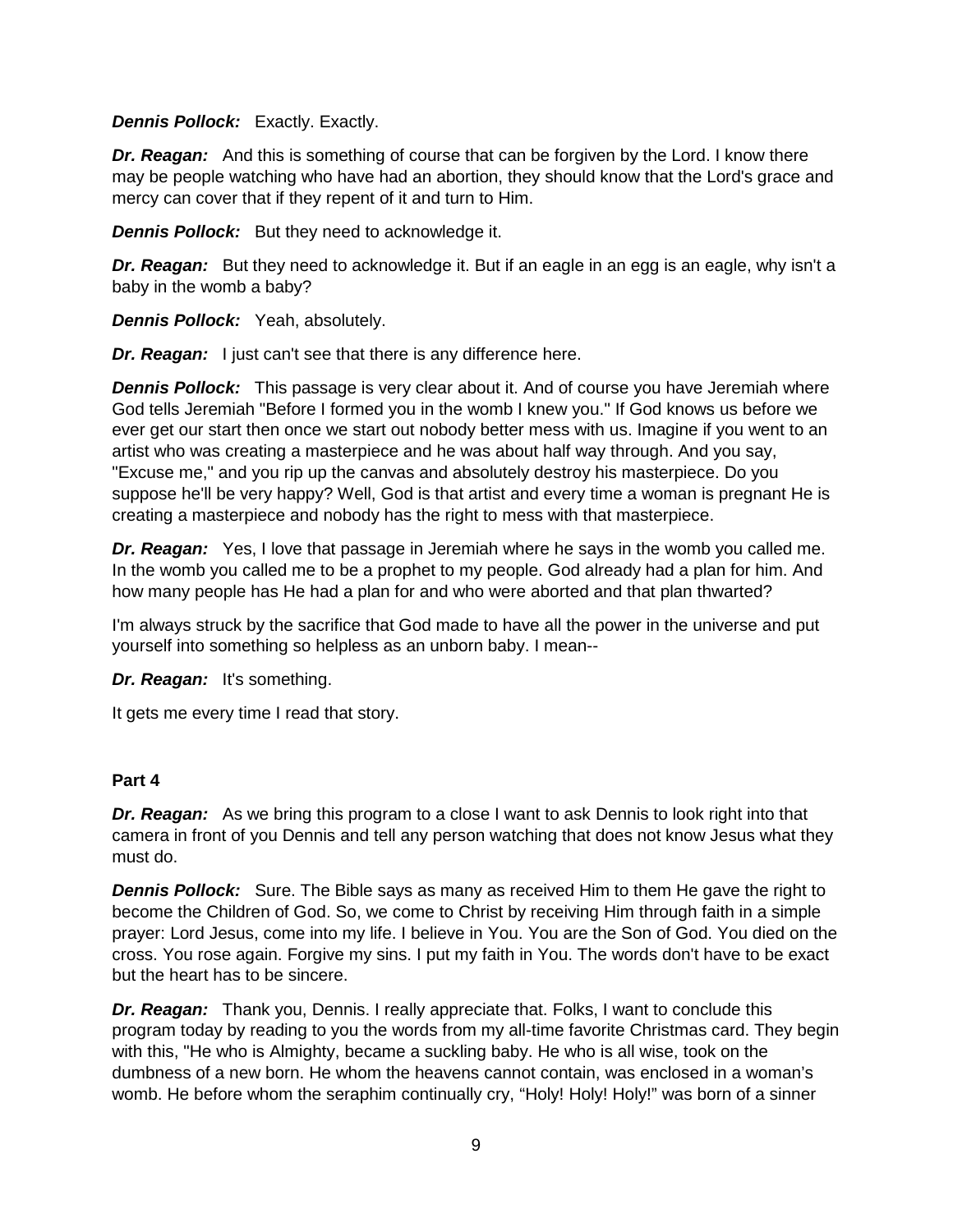***Dennis Pollock:*** Exactly. Exactly.

***Dr. Reagan:*** And this is something of course that can be forgiven by the Lord. I know there may be people watching who have had an abortion, they should know that the Lord's grace and mercy can cover that if they repent of it and turn to Him.

***Dennis Pollock:*** But they need to acknowledge it.

***Dr. Reagan:*** But they need to acknowledge it. But if an eagle in an egg is an eagle, why isn't a baby in the womb a baby?

***Dennis Pollock:*** Yeah, absolutely.

***Dr. Reagan:*** I just can't see that there is any difference here.

***Dennis Pollock:*** This passage is very clear about it. And of course you have Jeremiah where God tells Jeremiah "Before I formed you in the womb I knew you." If God knows us before we ever get our start then once we start out nobody better mess with us. Imagine if you went to an artist who was creating a masterpiece and he was about half way through. And you say, "Excuse me," and you rip up the canvas and absolutely destroy his masterpiece. Do you suppose he'll be very happy? Well, God is that artist and every time a woman is pregnant He is creating a masterpiece and nobody has the right to mess with that masterpiece.

***Dr. Reagan:*** Yes, I love that passage in Jeremiah where he says in the womb you called me. In the womb you called me to be a prophet to my people. God already had a plan for him. And how many people has He had a plan for and who were aborted and that plan thwarted?

I'm always struck by the sacrifice that God made to have all the power in the universe and put yourself into something so helpless as an unborn baby. I mean--

***Dr. Reagan:*** It's something.

It gets me every time I read that story.

**Part 4**

***Dr. Reagan:*** As we bring this program to a close I want to ask Dennis to look right into that camera in front of you Dennis and tell any person watching that does not know Jesus what they must do.

***Dennis Pollock:*** Sure. The Bible says as many as received Him to them He gave the right to become the Children of God. So, we come to Christ by receiving Him through faith in a simple prayer: Lord Jesus, come into my life. I believe in You. You are the Son of God. You died on the cross. You rose again. Forgive my sins. I put my faith in You. The words don't have to be exact but the heart has to be sincere.

***Dr. Reagan:*** Thank you, Dennis. I really appreciate that. Folks, I want to conclude this program today by reading to you the words from my all-time favorite Christmas card. They begin with this, "He who is Almighty, became a suckling baby. He who is all wise, took on the dumbness of a new born. He whom the heavens cannot contain, was enclosed in a woman's womb. He before whom the seraphim continually cry, "Holy! Holy! Holy!" was born of a sinner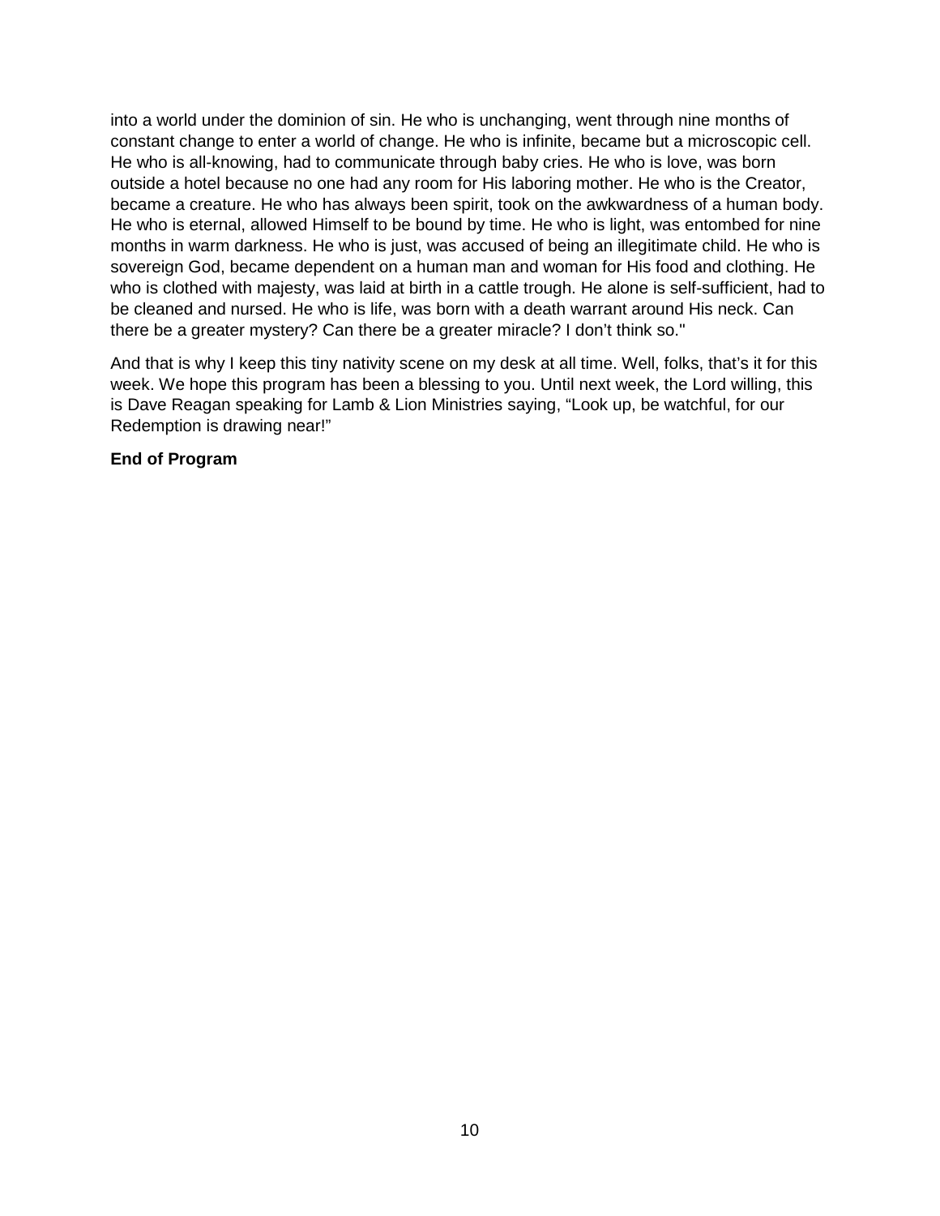into a world under the dominion of sin. He who is unchanging, went through nine months of constant change to enter a world of change. He who is infinite, became but a microscopic cell. He who is all-knowing, had to communicate through baby cries. He who is love, was born outside a hotel because no one had any room for His laboring mother. He who is the Creator, became a creature. He who has always been spirit, took on the awkwardness of a human body. He who is eternal, allowed Himself to be bound by time. He who is light, was entombed for nine months in warm darkness. He who is just, was accused of being an illegitimate child. He who is sovereign God, became dependent on a human man and woman for His food and clothing. He who is clothed with majesty, was laid at birth in a cattle trough. He alone is self-sufficient, had to be cleaned and nursed. He who is life, was born with a death warrant around His neck. Can there be a greater mystery? Can there be a greater miracle? I don't think so."

And that is why I keep this tiny nativity scene on my desk at all time. Well, folks, that's it for this week. We hope this program has been a blessing to you. Until next week, the Lord willing, this is Dave Reagan speaking for Lamb & Lion Ministries saying, "Look up, be watchful, for our Redemption is drawing near!"

**End of Program**